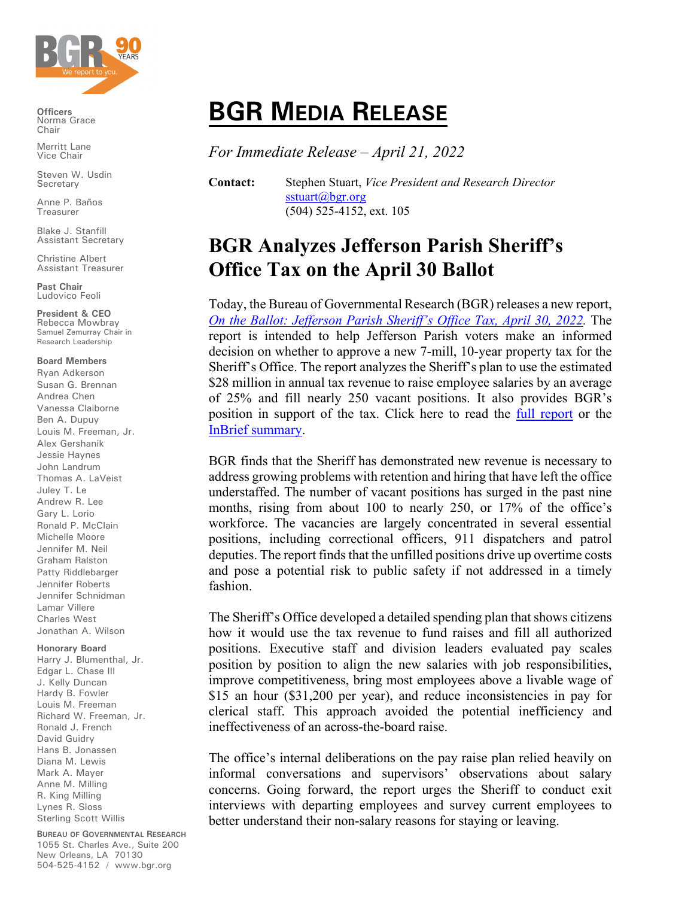Officers
Norma Grace
Chair

Merritt Lane
Vice Chair

Steven W. Usdin
Secretary

Anne P. Baños
Treasurer

Blake J. Stanfill
Assistant Secretary

Christine Albert
Assistant Treasurer

**Past Chair**
Ludovico Feoli

**President & CEO**
Rebecca Mowbray
Samuel Zemurray Chair in Research Leadership

**Board Members**
Ryan Adkerson
Susan G. Brennan
Andrea Chen
Vanessa Claiborne
Ben A. Dupuy
Louis M. Freeman, Jr.
Alex Gershanik
Jessie Haynes
John Landrum
Thomas A. LaVeist
Juley T. Le
Andrew R. Lee
Gary L. Lorio
Ronald P. McClain
Michelle Moore
Jennifer M. Neil
Graham Ralston
Patty Riddlebarger
Jennifer Roberts
Jennifer Schnidman
Lamar Villere
Charles West
Jonathan A. Wilson

**Honorary Board**
Harry J. Blumenthal, Jr.
Edgar L. Chase III
J. Kelly Duncan
Hardy B. Fowler
Louis M. Freeman
Richard W. Freeman, Jr.
Ronald J. French
David Guidry
Hans B. Jonassen
Diana M. Lewis
Mark A. Mayer
Anne M. Milling
R. King Milling
Lynes R. Sloss
Sterling Scott Willis

**Bureau of Governmental Research**
1055 St. Charles Ave., Suite 200
New Orleans, LA 70130
504-525-4152 / www.bgr.org

# BGR Media Release

*For Immediate Release – April 21, 2022*

**Contact:** Stephen Stuart, *Vice President and Research Director*
sstuart@bgr.org
(504) 525-4152, ext. 105

## BGR Analyzes Jefferson Parish Sheriff's Office Tax on the April 30 Ballot

Today, the Bureau of Governmental Research (BGR) releases a new report, *On the Ballot: Jefferson Parish Sheriff's Office Tax, April 30, 2022*. The report is intended to help Jefferson Parish voters make an informed decision on whether to approve a new 7-mill, 10-year property tax for the Sheriff's Office. The report analyzes the Sheriff's plan to use the estimated $28 million in annual tax revenue to raise employee salaries by an average of 25% and fill nearly 250 vacant positions. It also provides BGR's position in support of the tax. Click here to read the full report or the InBrief summary.

BGR finds that the Sheriff has demonstrated new revenue is necessary to address growing problems with retention and hiring that have left the office understaffed. The number of vacant positions has surged in the past nine months, rising from about 100 to nearly 250, or 17% of the office's workforce. The vacancies are largely concentrated in several essential positions, including correctional officers, 911 dispatchers and patrol deputies. The report finds that the unfilled positions drive up overtime costs and pose a potential risk to public safety if not addressed in a timely fashion.

The Sheriff's Office developed a detailed spending plan that shows citizens how it would use the tax revenue to fund raises and fill all authorized positions. Executive staff and division leaders evaluated pay scales position by position to align the new salaries with job responsibilities, improve competitiveness, bring most employees above a livable wage of $15 an hour ($31,200 per year), and reduce inconsistencies in pay for clerical staff. This approach avoided the potential inefficiency and ineffectiveness of an across-the-board raise.

The office's internal deliberations on the pay raise plan relied heavily on informal conversations and supervisors' observations about salary concerns. Going forward, the report urges the Sheriff to conduct exit interviews with departing employees and survey current employees to better understand their non-salary reasons for staying or leaving.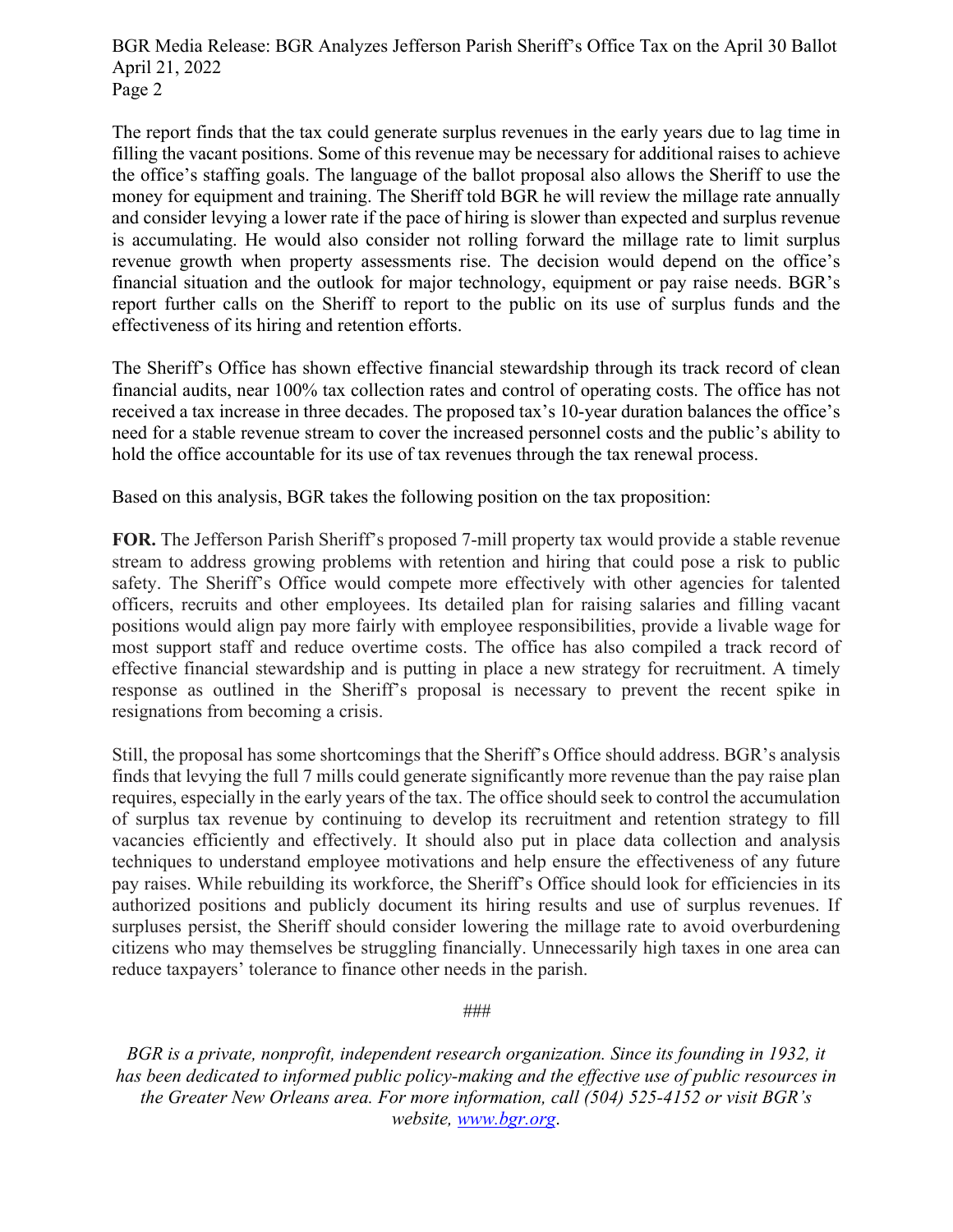The report finds that the tax could generate surplus revenues in the early years due to lag time in filling the vacant positions. Some of this revenue may be necessary for additional raises to achieve the office's staffing goals. The language of the ballot proposal also allows the Sheriff to use the money for equipment and training. The Sheriff told BGR he will review the millage rate annually and consider levying a lower rate if the pace of hiring is slower than expected and surplus revenue is accumulating. He would also consider not rolling forward the millage rate to limit surplus revenue growth when property assessments rise. The decision would depend on the office's financial situation and the outlook for major technology, equipment or pay raise needs. BGR's report further calls on the Sheriff to report to the public on its use of surplus funds and the effectiveness of its hiring and retention efforts.

The Sheriff's Office has shown effective financial stewardship through its track record of clean financial audits, near 100% tax collection rates and control of operating costs. The office has not received a tax increase in three decades. The proposed tax's 10-year duration balances the office's need for a stable revenue stream to cover the increased personnel costs and the public's ability to hold the office accountable for its use of tax revenues through the tax renewal process.

Based on this analysis, BGR takes the following position on the tax proposition:

**FOR.** The Jefferson Parish Sheriff's proposed 7-mill property tax would provide a stable revenue stream to address growing problems with retention and hiring that could pose a risk to public safety. The Sheriff's Office would compete more effectively with other agencies for talented officers, recruits and other employees. Its detailed plan for raising salaries and filling vacant positions would align pay more fairly with employee responsibilities, provide a livable wage for most support staff and reduce overtime costs. The office has also compiled a track record of effective financial stewardship and is putting in place a new strategy for recruitment. A timely response as outlined in the Sheriff's proposal is necessary to prevent the recent spike in resignations from becoming a crisis.

Still, the proposal has some shortcomings that the Sheriff's Office should address. BGR's analysis finds that levying the full 7 mills could generate significantly more revenue than the pay raise plan requires, especially in the early years of the tax. The office should seek to control the accumulation of surplus tax revenue by continuing to develop its recruitment and retention strategy to fill vacancies efficiently and effectively. It should also put in place data collection and analysis techniques to understand employee motivations and help ensure the effectiveness of any future pay raises. While rebuilding its workforce, the Sheriff's Office should look for efficiencies in its authorized positions and publicly document its hiring results and use of surplus revenues. If surpluses persist, the Sheriff should consider lowering the millage rate to avoid overburdening citizens who may themselves be struggling financially. Unnecessarily high taxes in one area can reduce taxpayers' tolerance to finance other needs in the parish.

###

*BGR is a private, nonprofit, independent research organization. Since its founding in 1932, it has been dedicated to informed public policy-making and the effective use of public resources in the Greater New Orleans area. For more information, call (504) 525-4152 or visit BGR's website, [www.bgr.org](http://www.bgr.org).*